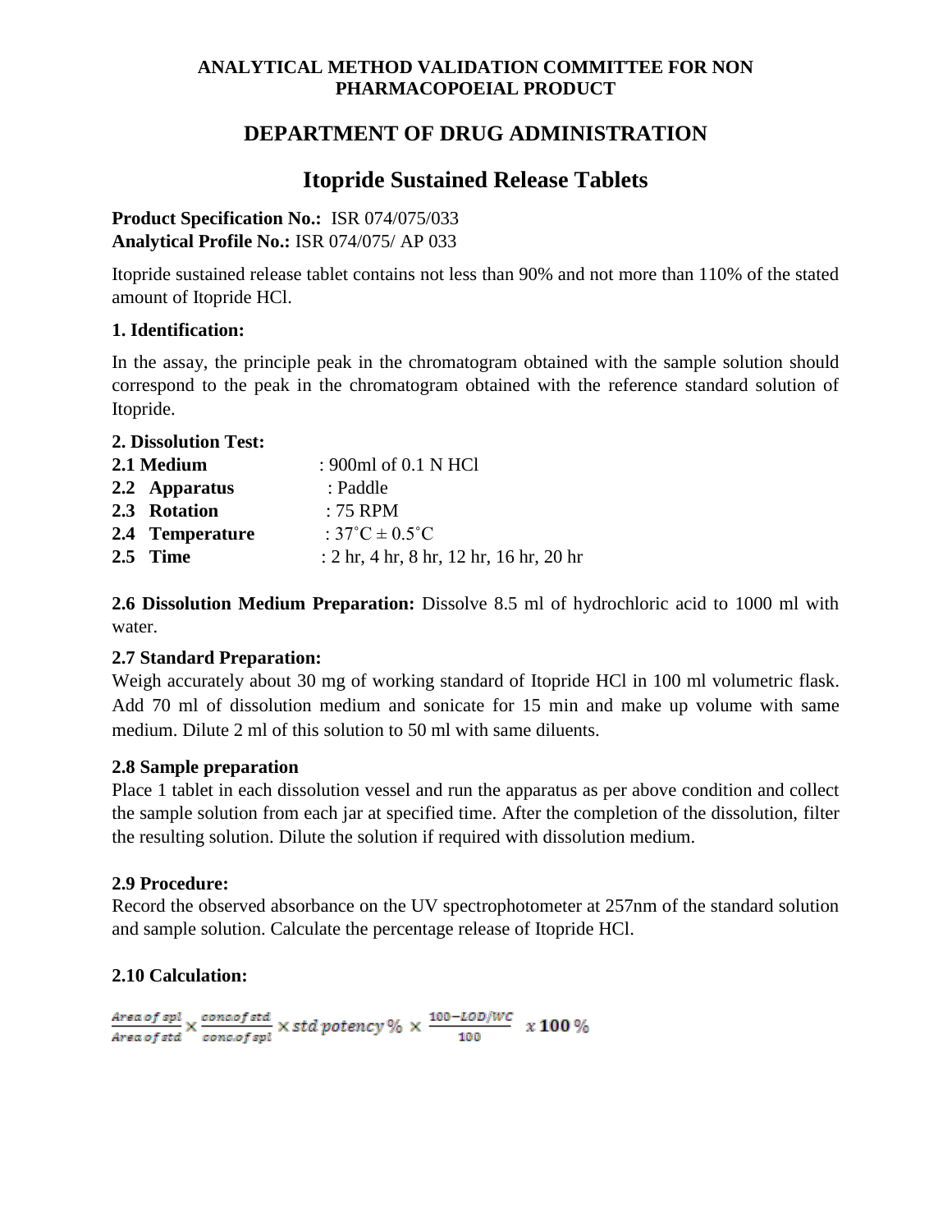**ANALYTICAL METHOD VALIDATION COMMITTEE FOR NON PHARMACOPOEIAL PRODUCT**

# DEPARTMENT OF DRUG ADMINISTRATION

## Itopride Sustained Release Tablets

**Product Specification No.:** ISR 074/075/033
**Analytical Profile No.:** ISR 074/075/ AP 033

Itopride sustained release tablet contains not less than 90% and not more than 110% of the stated amount of Itopride HCl.

### 1. Identification:

In the assay, the principle peak in the chromatogram obtained with the sample solution should correspond to the peak in the chromatogram obtained with the reference standard solution of Itopride.

### 2. Dissolution Test:

**2.1 Medium** : 900ml of 0.1 N HCl
**2.2 Apparatus** : Paddle
**2.3 Rotation** : 75 RPM
**2.4 Temperature** : $37^{\circ}C \pm 0.5^{\circ}C$
**2.5 Time** : 2 hr, 4 hr, 8 hr, 12 hr, 16 hr, 20 hr

**2.6 Dissolution Medium Preparation:** Dissolve 8.5 ml of hydrochloric acid to 1000 ml with water.

**2.7 Standard Preparation:**
Weigh accurately about 30 mg of working standard of Itopride HCl in 100 ml volumetric flask. Add 70 ml of dissolution medium and sonicate for 15 min and make up volume with same medium. Dilute 2 ml of this solution to 50 ml with same diluents.

**2.8 Sample preparation**
Place 1 tablet in each dissolution vessel and run the apparatus as per above condition and collect the sample solution from each jar at specified time. After the completion of the dissolution, filter the resulting solution. Dilute the solution if required with dissolution medium.

**2.9 Procedure:**
Record the observed absorbance on the UV spectrophotometer at 257nm of the standard solution and sample solution. Calculate the percentage release of Itopride HCl.

**2.10 Calculation:**

$$\frac{Area\ of\ spl}{Area\ of\ std} \times \frac{conc.of\ std}{conc.of\ spl} \times std\ potency\ \% \times \frac{100-LOD/WC}{100} \ \ x\ 100\ \%$$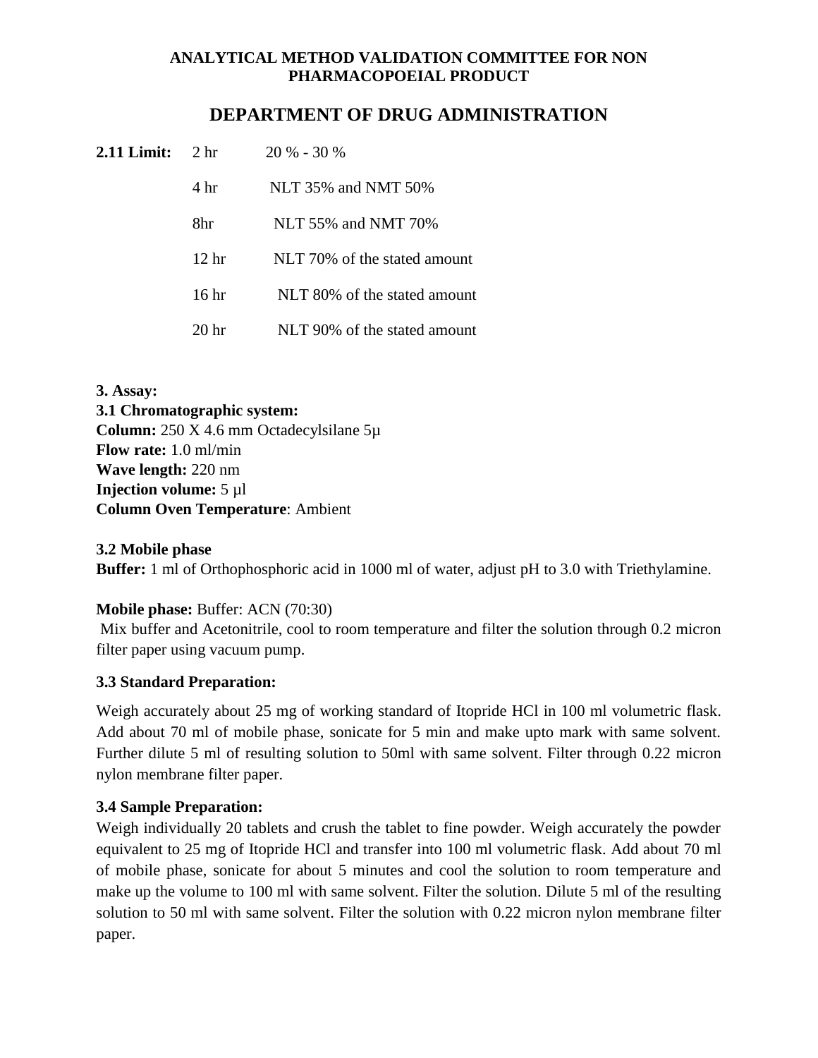**ANALYTICAL METHOD VALIDATION COMMITTEE FOR NON PHARMACOPOEIAL PRODUCT**

## DEPARTMENT OF DRUG ADMINISTRATION

**2.11 Limit:**

| | |
|---|---|
| 2 hr | 20 % - 30 % |
| 4 hr | NLT 35% and NMT 50% |
| 8hr | NLT 55% and NMT 70% |
| 12 hr | NLT 70% of the stated amount |
| 16 hr | NLT 80% of the stated amount |
| 20 hr | NLT 90% of the stated amount |

**3. Assay:**

**3.1 Chromatographic system:**

**Column:** 250 X 4.6 mm Octadecylsilane 5µ

**Flow rate:** 1.0 ml/min

**Wave length:** 220 nm

**Injection volume:** 5 µl

**Column Oven Temperature**: Ambient

**3.2 Mobile phase**

**Buffer:** 1 ml of Orthophosphoric acid in 1000 ml of water, adjust pH to 3.0 with Triethylamine.

**Mobile phase:** Buffer: ACN (70:30)

Mix buffer and Acetonitrile, cool to room temperature and filter the solution through 0.2 micron filter paper using vacuum pump.

**3.3 Standard Preparation:**

Weigh accurately about 25 mg of working standard of Itopride HCl in 100 ml volumetric flask. Add about 70 ml of mobile phase, sonicate for 5 min and make upto mark with same solvent. Further dilute 5 ml of resulting solution to 50ml with same solvent. Filter through 0.22 micron nylon membrane filter paper.

**3.4 Sample Preparation:**

Weigh individually 20 tablets and crush the tablet to fine powder. Weigh accurately the powder equivalent to 25 mg of Itopride HCl and transfer into 100 ml volumetric flask. Add about 70 ml of mobile phase, sonicate for about 5 minutes and cool the solution to room temperature and make up the volume to 100 ml with same solvent. Filter the solution. Dilute 5 ml of the resulting solution to 50 ml with same solvent. Filter the solution with 0.22 micron nylon membrane filter paper.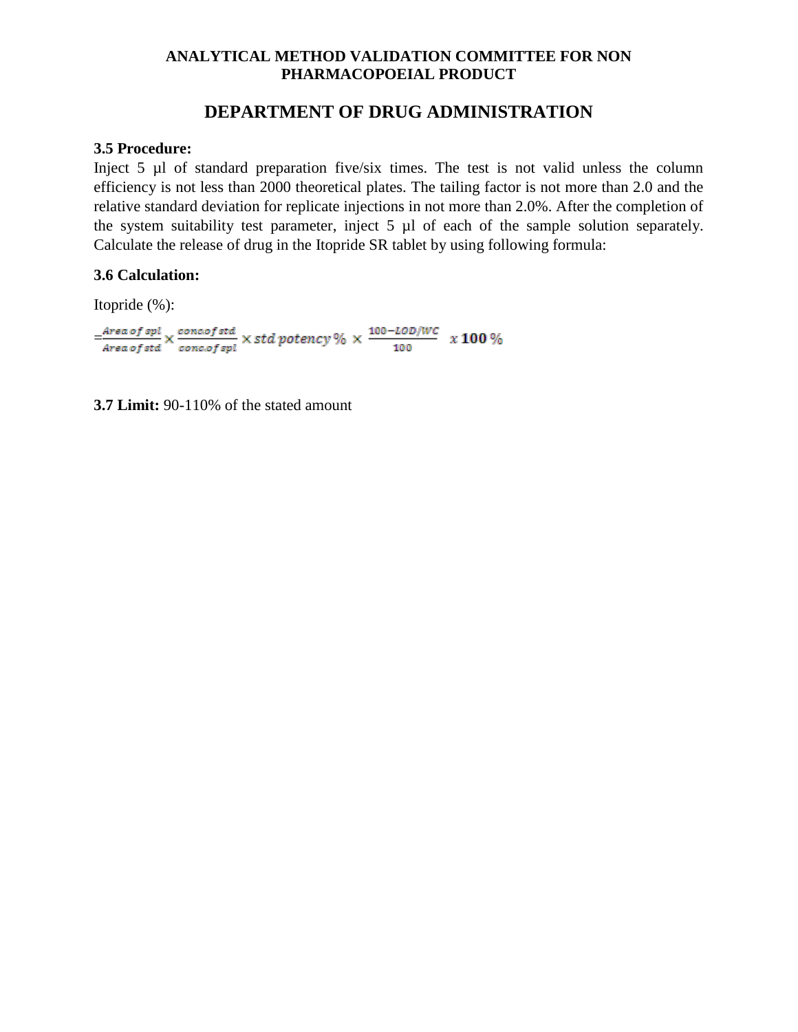**ANALYTICAL METHOD VALIDATION COMMITTEE FOR NON PHARMACOPOEIAL PRODUCT**

# DEPARTMENT OF DRUG ADMINISTRATION

**3.5 Procedure:**

Inject 5 µl of standard preparation five/six times. The test is not valid unless the column efficiency is not less than 2000 theoretical plates. The tailing factor is not more than 2.0 and the relative standard deviation for replicate injections in not more than 2.0%. After the completion of the system suitability test parameter, inject 5 µl of each of the sample solution separately. Calculate the release of drug in the Itopride SR tablet by using following formula:

**3.6 Calculation:**

Itopride (%):

$$= \frac{Area\ of\ spl}{Area\ of\ std} \times \frac{conc.of\ std}{conc.of\ spl} \times std\ potency\ \% \times \frac{100 - LOD/WC}{100} \quad x\ \mathbf{100}\ \%$$

**3.7 Limit:** 90-110% of the stated amount